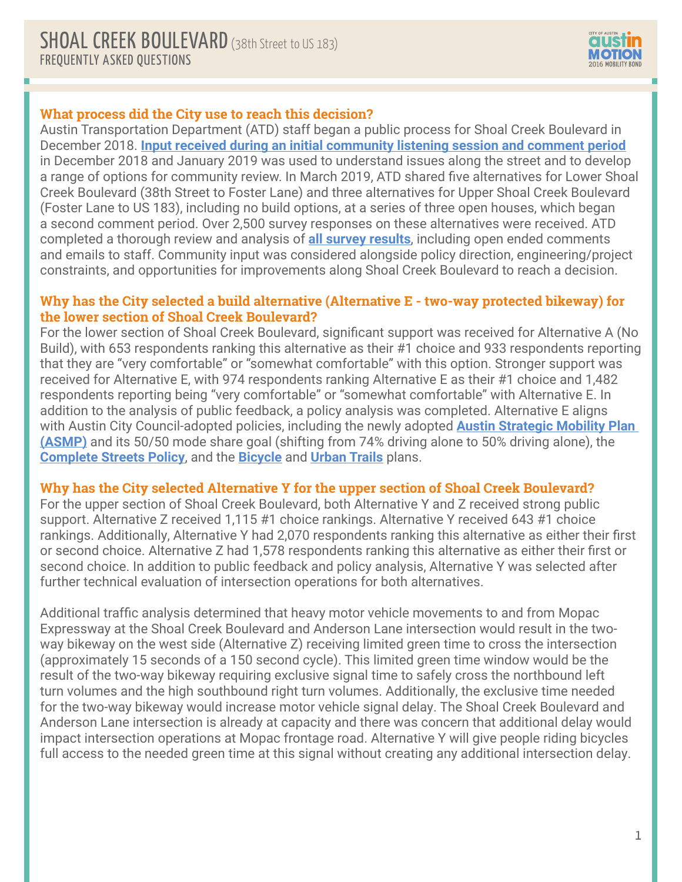# SHOAL CREEK BOULEVARD (38th Street to US 183)
## FREQUENTLY ASKED QUESTIONS

### What process did the City use to reach this decision?

Austin Transportation Department (ATD) staff began a public process for Shoal Creek Boulevard in December 2018. **Input received during an initial community listening session and comment period** in December 2018 and January 2019 was used to understand issues along the street and to develop a range of options for community review. In March 2019, ATD shared five alternatives for Lower Shoal Creek Boulevard (38th Street to Foster Lane) and three alternatives for Upper Shoal Creek Boulevard (Foster Lane to US 183), including no build options, at a series of three open houses, which began a second comment period. Over 2,500 survey responses on these alternatives were received. ATD completed a thorough review and analysis of **all survey results**, including open ended comments and emails to staff. Community input was considered alongside policy direction, engineering/project constraints, and opportunities for improvements along Shoal Creek Boulevard to reach a decision.

### Why has the City selected a build alternative (Alternative E - two-way protected bikeway) for the lower section of Shoal Creek Boulevard?

For the lower section of Shoal Creek Boulevard, significant support was received for Alternative A (No Build), with 653 respondents ranking this alternative as their #1 choice and 933 respondents reporting that they are "very comfortable" or "somewhat comfortable" with this option. Stronger support was received for Alternative E, with 974 respondents ranking Alternative E as their #1 choice and 1,482 respondents reporting being "very comfortable" or "somewhat comfortable" with Alternative E. In addition to the analysis of public feedback, a policy analysis was completed. Alternative E aligns with Austin City Council-adopted policies, including the newly adopted **Austin Strategic Mobility Plan (ASMP)** and its 50/50 mode share goal (shifting from 74% driving alone to 50% driving alone), the **Complete Streets Policy**, and the **Bicycle** and **Urban Trails** plans.

### Why has the City selected Alternative Y for the upper section of Shoal Creek Boulevard?

For the upper section of Shoal Creek Boulevard, both Alternative Y and Z received strong public support. Alternative Z received 1,115 #1 choice rankings. Alternative Y received 643 #1 choice rankings. Additionally, Alternative Y had 2,070 respondents ranking this alternative as either their first or second choice. Alternative Z had 1,578 respondents ranking this alternative as either their first or second choice. In addition to public feedback and policy analysis, Alternative Y was selected after further technical evaluation of intersection operations for both alternatives.

Additional traffic analysis determined that heavy motor vehicle movements to and from Mopac Expressway at the Shoal Creek Boulevard and Anderson Lane intersection would result in the two-way bikeway on the west side (Alternative Z) receiving limited green time to cross the intersection (approximately 15 seconds of a 150 second cycle). This limited green time window would be the result of the two-way bikeway requiring exclusive signal time to safely cross the northbound left turn volumes and the high southbound right turn volumes. Additionally, the exclusive time needed for the two-way bikeway would increase motor vehicle signal delay. The Shoal Creek Boulevard and Anderson Lane intersection is already at capacity and there was concern that additional delay would impact intersection operations at Mopac frontage road. Alternative Y will give people riding bicycles full access to the needed green time at this signal without creating any additional intersection delay.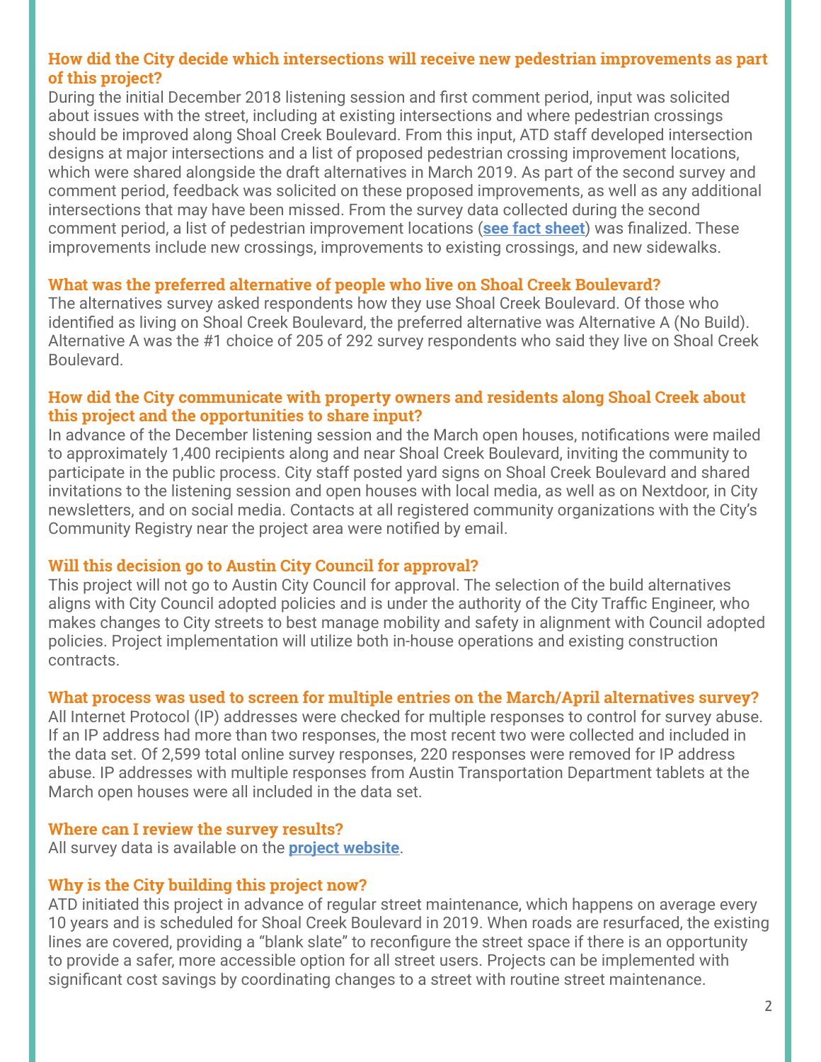### How did the City decide which intersections will receive new pedestrian improvements as part of this project?

During the initial December 2018 listening session and first comment period, input was solicited about issues with the street, including at existing intersections and where pedestrian crossings should be improved along Shoal Creek Boulevard. From this input, ATD staff developed intersection designs at major intersections and a list of proposed pedestrian crossing improvement locations, which were shared alongside the draft alternatives in March 2019. As part of the second survey and comment period, feedback was solicited on these proposed improvements, as well as any additional intersections that may have been missed. From the survey data collected during the second comment period, a list of pedestrian improvement locations (**see fact sheet**) was finalized. These improvements include new crossings, improvements to existing crossings, and new sidewalks.

### What was the preferred alternative of people who live on Shoal Creek Boulevard?

The alternatives survey asked respondents how they use Shoal Creek Boulevard. Of those who identified as living on Shoal Creek Boulevard, the preferred alternative was Alternative A (No Build). Alternative A was the #1 choice of 205 of 292 survey respondents who said they live on Shoal Creek Boulevard.

### How did the City communicate with property owners and residents along Shoal Creek about this project and the opportunities to share input?

In advance of the December listening session and the March open houses, notifications were mailed to approximately 1,400 recipients along and near Shoal Creek Boulevard, inviting the community to participate in the public process. City staff posted yard signs on Shoal Creek Boulevard and shared invitations to the listening session and open houses with local media, as well as on Nextdoor, in City newsletters, and on social media. Contacts at all registered community organizations with the City's Community Registry near the project area were notified by email.

### Will this decision go to Austin City Council for approval?

This project will not go to Austin City Council for approval. The selection of the build alternatives aligns with City Council adopted policies and is under the authority of the City Traffic Engineer, who makes changes to City streets to best manage mobility and safety in alignment with Council adopted policies. Project implementation will utilize both in-house operations and existing construction contracts.

### What process was used to screen for multiple entries on the March/April alternatives survey?

All Internet Protocol (IP) addresses were checked for multiple responses to control for survey abuse. If an IP address had more than two responses, the most recent two were collected and included in the data set. Of 2,599 total online survey responses, 220 responses were removed for IP address abuse. IP addresses with multiple responses from Austin Transportation Department tablets at the March open houses were all included in the data set.

### Where can I review the survey results?

All survey data is available on the **project website**.

### Why is the City building this project now?

ATD initiated this project in advance of regular street maintenance, which happens on average every 10 years and is scheduled for Shoal Creek Boulevard in 2019. When roads are resurfaced, the existing lines are covered, providing a "blank slate" to reconfigure the street space if there is an opportunity to provide a safer, more accessible option for all street users. Projects can be implemented with significant cost savings by coordinating changes to a street with routine street maintenance.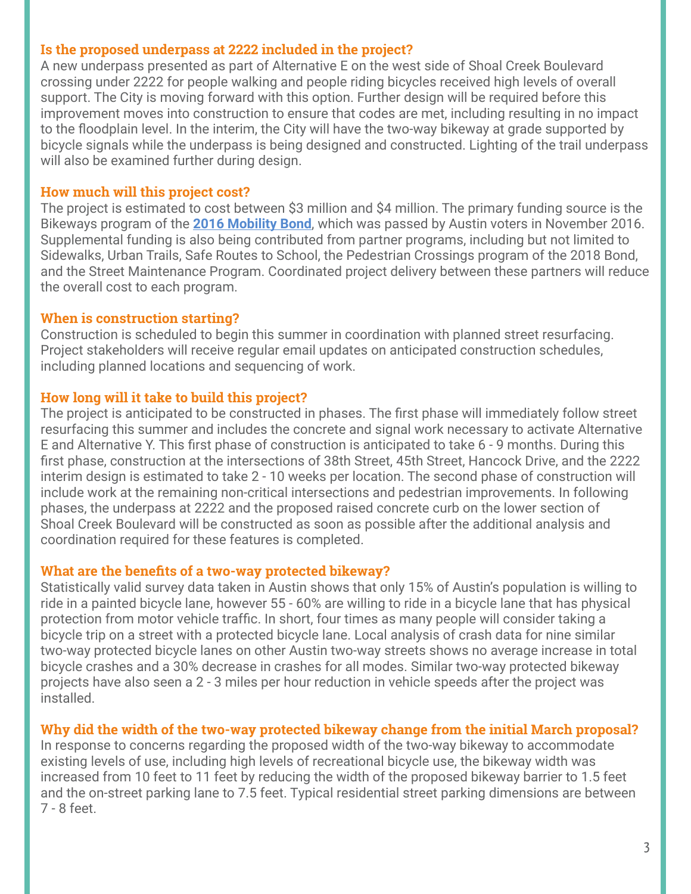### Is the proposed underpass at 2222 included in the project?

A new underpass presented as part of Alternative E on the west side of Shoal Creek Boulevard crossing under 2222 for people walking and people riding bicycles received high levels of overall support. The City is moving forward with this option. Further design will be required before this improvement moves into construction to ensure that codes are met, including resulting in no impact to the floodplain level. In the interim, the City will have the two-way bikeway at grade supported by bicycle signals while the underpass is being designed and constructed. Lighting of the trail underpass will also be examined further during design.

### How much will this project cost?

The project is estimated to cost between $3 million and $4 million. The primary funding source is the Bikeways program of the **2016 Mobility Bond**, which was passed by Austin voters in November 2016. Supplemental funding is also being contributed from partner programs, including but not limited to Sidewalks, Urban Trails, Safe Routes to School, the Pedestrian Crossings program of the 2018 Bond, and the Street Maintenance Program. Coordinated project delivery between these partners will reduce the overall cost to each program.

### When is construction starting?

Construction is scheduled to begin this summer in coordination with planned street resurfacing. Project stakeholders will receive regular email updates on anticipated construction schedules, including planned locations and sequencing of work.

### How long will it take to build this project?

The project is anticipated to be constructed in phases. The first phase will immediately follow street resurfacing this summer and includes the concrete and signal work necessary to activate Alternative E and Alternative Y. This first phase of construction is anticipated to take 6 - 9 months. During this first phase, construction at the intersections of 38th Street, 45th Street, Hancock Drive, and the 2222 interim design is estimated to take 2 - 10 weeks per location. The second phase of construction will include work at the remaining non-critical intersections and pedestrian improvements. In following phases, the underpass at 2222 and the proposed raised concrete curb on the lower section of Shoal Creek Boulevard will be constructed as soon as possible after the additional analysis and coordination required for these features is completed.

### What are the benefits of a two-way protected bikeway?

Statistically valid survey data taken in Austin shows that only 15% of Austin's population is willing to ride in a painted bicycle lane, however 55 - 60% are willing to ride in a bicycle lane that has physical protection from motor vehicle traffic. In short, four times as many people will consider taking a bicycle trip on a street with a protected bicycle lane. Local analysis of crash data for nine similar two-way protected bicycle lanes on other Austin two-way streets shows no average increase in total bicycle crashes and a 30% decrease in crashes for all modes. Similar two-way protected bikeway projects have also seen a 2 - 3 miles per hour reduction in vehicle speeds after the project was installed.

### Why did the width of the two-way protected bikeway change from the initial March proposal?

In response to concerns regarding the proposed width of the two-way bikeway to accommodate existing levels of use, including high levels of recreational bicycle use, the bikeway width was increased from 10 feet to 11 feet by reducing the width of the proposed bikeway barrier to 1.5 feet and the on-street parking lane to 7.5 feet. Typical residential street parking dimensions are between 7 - 8 feet.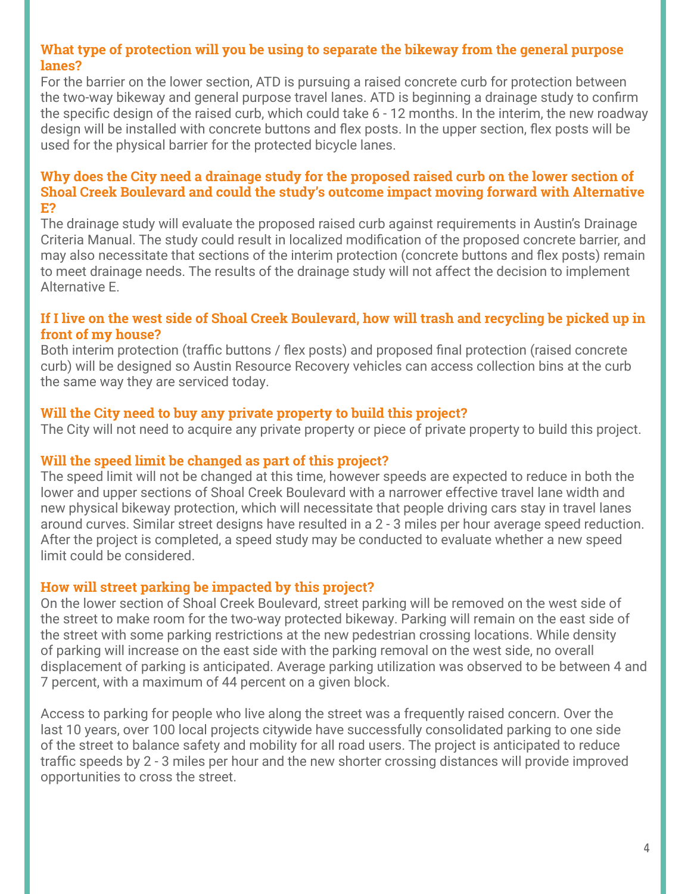### What type of protection will you be using to separate the bikeway from the general purpose lanes?

For the barrier on the lower section, ATD is pursuing a raised concrete curb for protection between the two-way bikeway and general purpose travel lanes. ATD is beginning a drainage study to confirm the specific design of the raised curb, which could take 6 - 12 months. In the interim, the new roadway design will be installed with concrete buttons and flex posts. In the upper section, flex posts will be used for the physical barrier for the protected bicycle lanes.

### Why does the City need a drainage study for the proposed raised curb on the lower section of Shoal Creek Boulevard and could the study's outcome impact moving forward with Alternative E?

The drainage study will evaluate the proposed raised curb against requirements in Austin's Drainage Criteria Manual. The study could result in localized modification of the proposed concrete barrier, and may also necessitate that sections of the interim protection (concrete buttons and flex posts) remain to meet drainage needs. The results of the drainage study will not affect the decision to implement Alternative E.

### If I live on the west side of Shoal Creek Boulevard, how will trash and recycling be picked up in front of my house?

Both interim protection (traffic buttons / flex posts) and proposed final protection (raised concrete curb) will be designed so Austin Resource Recovery vehicles can access collection bins at the curb the same way they are serviced today.

### Will the City need to buy any private property to build this project?

The City will not need to acquire any private property or piece of private property to build this project.

### Will the speed limit be changed as part of this project?

The speed limit will not be changed at this time, however speeds are expected to reduce in both the lower and upper sections of Shoal Creek Boulevard with a narrower effective travel lane width and new physical bikeway protection, which will necessitate that people driving cars stay in travel lanes around curves. Similar street designs have resulted in a 2 - 3 miles per hour average speed reduction. After the project is completed, a speed study may be conducted to evaluate whether a new speed limit could be considered.

### How will street parking be impacted by this project?

On the lower section of Shoal Creek Boulevard, street parking will be removed on the west side of the street to make room for the two-way protected bikeway. Parking will remain on the east side of the street with some parking restrictions at the new pedestrian crossing locations. While density of parking will increase on the east side with the parking removal on the west side, no overall displacement of parking is anticipated. Average parking utilization was observed to be between 4 and 7 percent, with a maximum of 44 percent on a given block.

Access to parking for people who live along the street was a frequently raised concern. Over the last 10 years, over 100 local projects citywide have successfully consolidated parking to one side of the street to balance safety and mobility for all road users. The project is anticipated to reduce traffic speeds by 2 - 3 miles per hour and the new shorter crossing distances will provide improved opportunities to cross the street.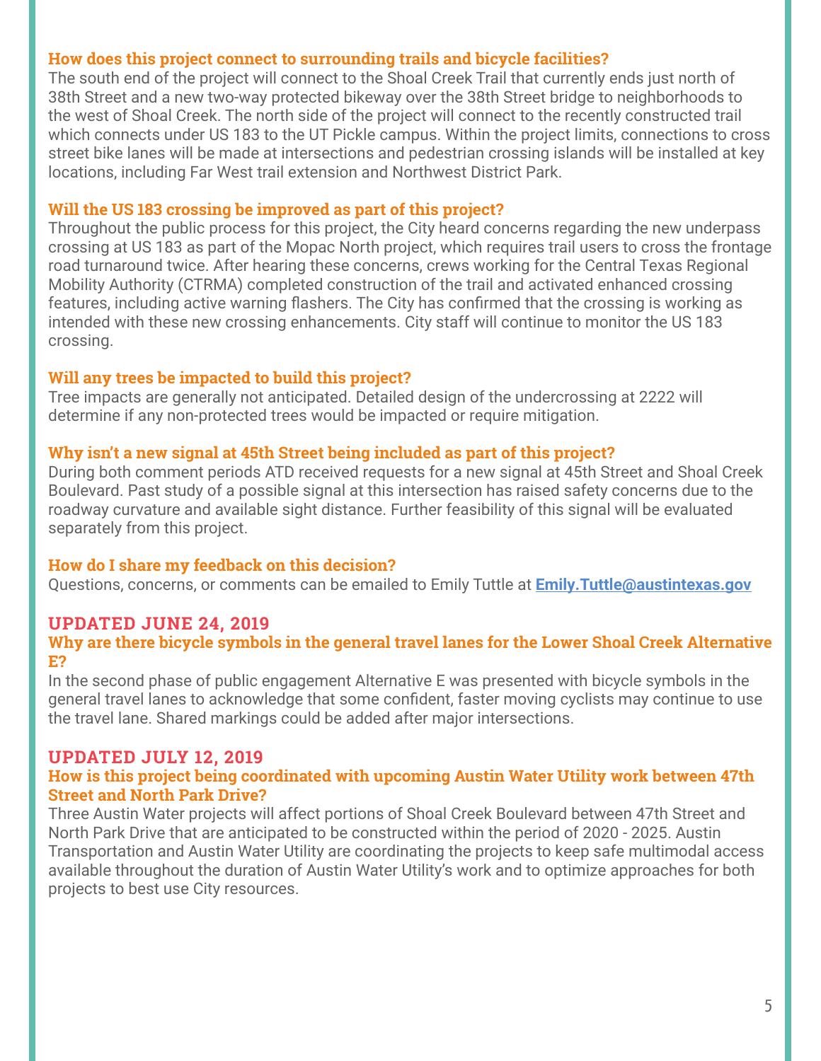### How does this project connect to surrounding trails and bicycle facilities?

The south end of the project will connect to the Shoal Creek Trail that currently ends just north of 38th Street and a new two-way protected bikeway over the 38th Street bridge to neighborhoods to the west of Shoal Creek. The north side of the project will connect to the recently constructed trail which connects under US 183 to the UT Pickle campus. Within the project limits, connections to cross street bike lanes will be made at intersections and pedestrian crossing islands will be installed at key locations, including Far West trail extension and Northwest District Park.

### Will the US 183 crossing be improved as part of this project?

Throughout the public process for this project, the City heard concerns regarding the new underpass crossing at US 183 as part of the Mopac North project, which requires trail users to cross the frontage road turnaround twice. After hearing these concerns, crews working for the Central Texas Regional Mobility Authority (CTRMA) completed construction of the trail and activated enhanced crossing features, including active warning flashers. The City has confirmed that the crossing is working as intended with these new crossing enhancements. City staff will continue to monitor the US 183 crossing.

### Will any trees be impacted to build this project?

Tree impacts are generally not anticipated. Detailed design of the undercrossing at 2222 will determine if any non-protected trees would be impacted or require mitigation.

### Why isn't a new signal at 45th Street being included as part of this project?

During both comment periods ATD received requests for a new signal at 45th Street and Shoal Creek Boulevard. Past study of a possible signal at this intersection has raised safety concerns due to the roadway curvature and available sight distance. Further feasibility of this signal will be evaluated separately from this project.

### How do I share my feedback on this decision?

Questions, concerns, or comments can be emailed to Emily Tuttle at **Emily.Tuttle@austintexas.gov**

## UPDATED JUNE 24, 2019

### Why are there bicycle symbols in the general travel lanes for the Lower Shoal Creek Alternative E?

In the second phase of public engagement Alternative E was presented with bicycle symbols in the general travel lanes to acknowledge that some confident, faster moving cyclists may continue to use the travel lane. Shared markings could be added after major intersections.

## UPDATED JULY 12, 2019

### How is this project being coordinated with upcoming Austin Water Utility work between 47th Street and North Park Drive?

Three Austin Water projects will affect portions of Shoal Creek Boulevard between 47th Street and North Park Drive that are anticipated to be constructed within the period of 2020 - 2025. Austin Transportation and Austin Water Utility are coordinating the projects to keep safe multimodal access available throughout the duration of Austin Water Utility's work and to optimize approaches for both projects to best use City resources.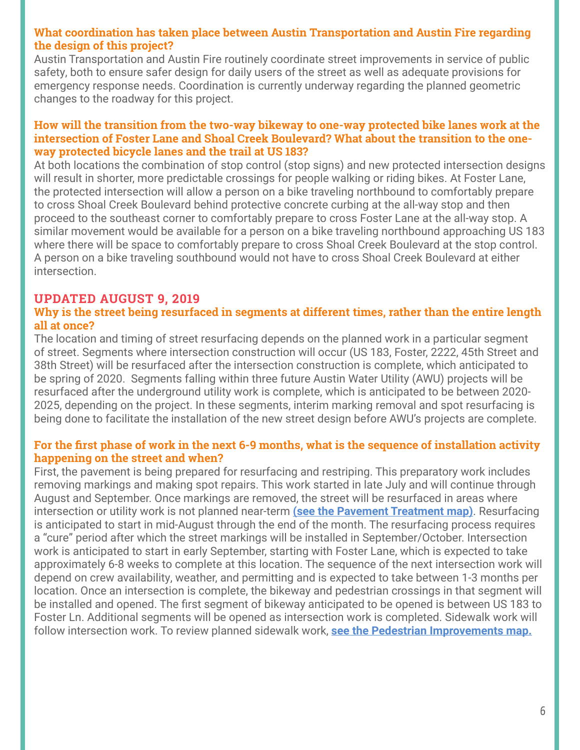**What coordination has taken place between Austin Transportation and Austin Fire regarding the design of this project?**

Austin Transportation and Austin Fire routinely coordinate street improvements in service of public safety, both to ensure safer design for daily users of the street as well as adequate provisions for emergency response needs. Coordination is currently underway regarding the planned geometric changes to the roadway for this project.

**How will the transition from the two-way bikeway to one-way protected bike lanes work at the intersection of Foster Lane and Shoal Creek Boulevard? What about the transition to the one-way protected bicycle lanes and the trail at US 183?**

At both locations the combination of stop control (stop signs) and new protected intersection designs will result in shorter, more predictable crossings for people walking or riding bikes. At Foster Lane, the protected intersection will allow a person on a bike traveling northbound to comfortably prepare to cross Shoal Creek Boulevard behind protective concrete curbing at the all-way stop and then proceed to the southeast corner to comfortably prepare to cross Foster Lane at the all-way stop. A similar movement would be available for a person on a bike traveling northbound approaching US 183 where there will be space to comfortably prepare to cross Shoal Creek Boulevard at the stop control. A person on a bike traveling southbound would not have to cross Shoal Creek Boulevard at either intersection.

## UPDATED AUGUST 9, 2019

**Why is the street being resurfaced in segments at different times, rather than the entire length all at once?**

The location and timing of street resurfacing depends on the planned work in a particular segment of street. Segments where intersection construction will occur (US 183, Foster, 2222, 45th Street and 38th Street) will be resurfaced after the intersection construction is complete, which anticipated to be spring of 2020. Segments falling within three future Austin Water Utility (AWU) projects will be resurfaced after the underground utility work is complete, which is anticipated to be between 2020-2025, depending on the project. In these segments, interim marking removal and spot resurfacing is being done to facilitate the installation of the new street design before AWU's projects are complete.

**For the first phase of work in the next 6-9 months, what is the sequence of installation activity happening on the street and when?**

First, the pavement is being prepared for resurfacing and restriping. This preparatory work includes removing markings and making spot repairs. This work started in late July and will continue through August and September. Once markings are removed, the street will be resurfaced in areas where intersection or utility work is not planned near-term **(see the Pavement Treatment map)**. Resurfacing is anticipated to start in mid-August through the end of the month. The resurfacing process requires a "cure" period after which the street markings will be installed in September/October. Intersection work is anticipated to start in early September, starting with Foster Lane, which is expected to take approximately 6-8 weeks to complete at this location. The sequence of the next intersection work will depend on crew availability, weather, and permitting and is expected to take between 1-3 months per location. Once an intersection is complete, the bikeway and pedestrian crossings in that segment will be installed and opened. The first segment of bikeway anticipated to be opened is between US 183 to Foster Ln. Additional segments will be opened as intersection work is completed. Sidewalk work will follow intersection work. To review planned sidewalk work, **see the Pedestrian Improvements map.**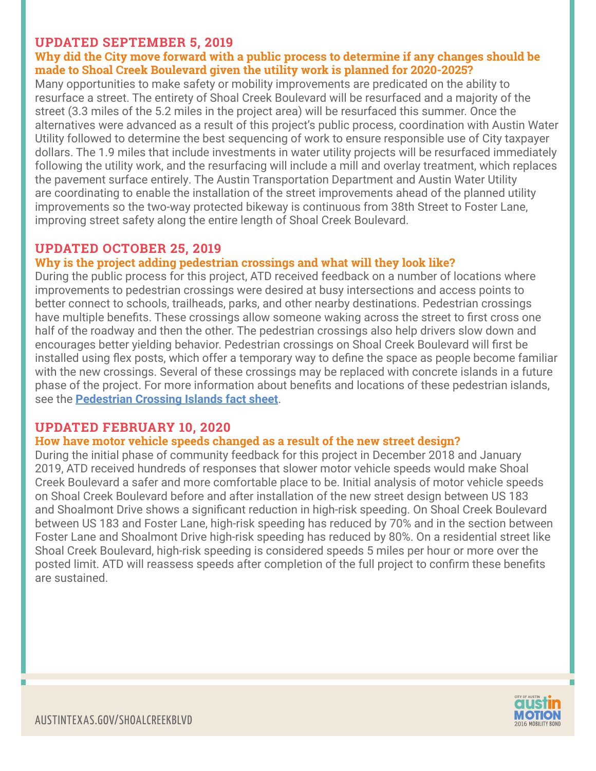## UPDATED SEPTEMBER 5, 2019

### Why did the City move forward with a public process to determine if any changes should be made to Shoal Creek Boulevard given the utility work is planned for 2020-2025?

Many opportunities to make safety or mobility improvements are predicated on the ability to resurface a street. The entirety of Shoal Creek Boulevard will be resurfaced and a majority of the street (3.3 miles of the 5.2 miles in the project area) will be resurfaced this summer. Once the alternatives were advanced as a result of this project's public process, coordination with Austin Water Utility followed to determine the best sequencing of work to ensure responsible use of City taxpayer dollars. The 1.9 miles that include investments in water utility projects will be resurfaced immediately following the utility work, and the resurfacing will include a mill and overlay treatment, which replaces the pavement surface entirely. The Austin Transportation Department and Austin Water Utility are coordinating to enable the installation of the street improvements ahead of the planned utility improvements so the two-way protected bikeway is continuous from 38th Street to Foster Lane, improving street safety along the entire length of Shoal Creek Boulevard.

## UPDATED OCTOBER 25, 2019

### Why is the project adding pedestrian crossings and what will they look like?

During the public process for this project, ATD received feedback on a number of locations where improvements to pedestrian crossings were desired at busy intersections and access points to better connect to schools, trailheads, parks, and other nearby destinations. Pedestrian crossings have multiple benefits. These crossings allow someone waking across the street to first cross one half of the roadway and then the other. The pedestrian crossings also help drivers slow down and encourages better yielding behavior. Pedestrian crossings on Shoal Creek Boulevard will first be installed using flex posts, which offer a temporary way to define the space as people become familiar with the new crossings. Several of these crossings may be replaced with concrete islands in a future phase of the project. For more information about benefits and locations of these pedestrian islands, see the **Pedestrian Crossing Islands fact sheet**.

## UPDATED FEBRUARY 10, 2020

### How have motor vehicle speeds changed as a result of the new street design?

During the initial phase of community feedback for this project in December 2018 and January 2019, ATD received hundreds of responses that slower motor vehicle speeds would make Shoal Creek Boulevard a safer and more comfortable place to be. Initial analysis of motor vehicle speeds on Shoal Creek Boulevard before and after installation of the new street design between US 183 and Shoalmont Drive shows a significant reduction in high-risk speeding. On Shoal Creek Boulevard between US 183 and Foster Lane, high-risk speeding has reduced by 70% and in the section between Foster Lane and Shoalmont Drive high-risk speeding has reduced by 80%. On a residential street like Shoal Creek Boulevard, high-risk speeding is considered speeds 5 miles per hour or more over the posted limit. ATD will reassess speeds after completion of the full project to confirm these benefits are sustained.